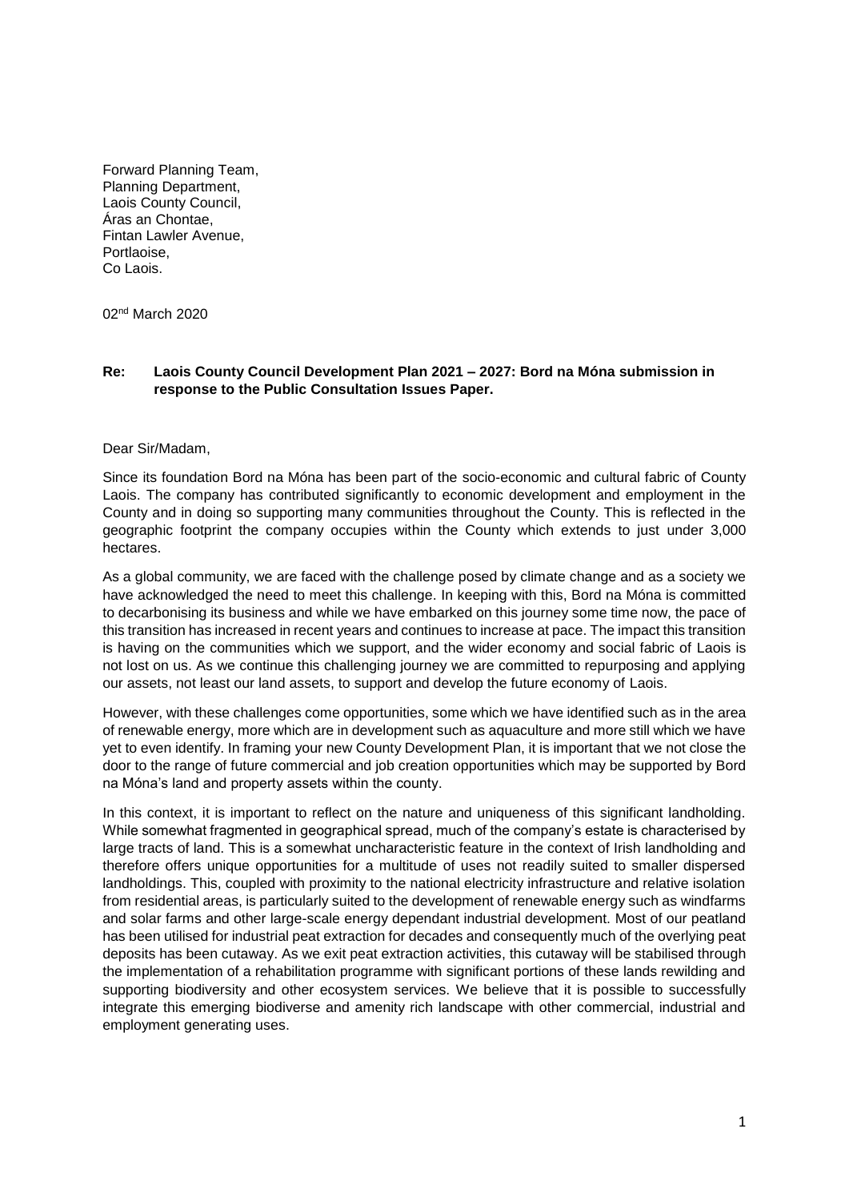Forward Planning Team,
Planning Department,
Laois County Council,
Áras an Chontae,
Fintan Lawler Avenue,
Portlaoise,
Co Laois.

02nd March 2020

**Re: Laois County Council Development Plan 2021 – 2027: Bord na Móna submission in response to the Public Consultation Issues Paper.**

Dear Sir/Madam,

Since its foundation Bord na Móna has been part of the socio-economic and cultural fabric of County Laois. The company has contributed significantly to economic development and employment in the County and in doing so supporting many communities throughout the County. This is reflected in the geographic footprint the company occupies within the County which extends to just under 3,000 hectares.

As a global community, we are faced with the challenge posed by climate change and as a society we have acknowledged the need to meet this challenge. In keeping with this, Bord na Móna is committed to decarbonising its business and while we have embarked on this journey some time now, the pace of this transition has increased in recent years and continues to increase at pace. The impact this transition is having on the communities which we support, and the wider economy and social fabric of Laois is not lost on us. As we continue this challenging journey we are committed to repurposing and applying our assets, not least our land assets, to support and develop the future economy of Laois.

However, with these challenges come opportunities, some which we have identified such as in the area of renewable energy, more which are in development such as aquaculture and more still which we have yet to even identify. In framing your new County Development Plan, it is important that we not close the door to the range of future commercial and job creation opportunities which may be supported by Bord na Móna's land and property assets within the county.

In this context, it is important to reflect on the nature and uniqueness of this significant landholding. While somewhat fragmented in geographical spread, much of the company's estate is characterised by large tracts of land. This is a somewhat uncharacteristic feature in the context of Irish landholding and therefore offers unique opportunities for a multitude of uses not readily suited to smaller dispersed landholdings. This, coupled with proximity to the national electricity infrastructure and relative isolation from residential areas, is particularly suited to the development of renewable energy such as windfarms and solar farms and other large-scale energy dependant industrial development. Most of our peatland has been utilised for industrial peat extraction for decades and consequently much of the overlying peat deposits has been cutaway. As we exit peat extraction activities, this cutaway will be stabilised through the implementation of a rehabilitation programme with significant portions of these lands rewilding and supporting biodiversity and other ecosystem services. We believe that it is possible to successfully integrate this emerging biodiverse and amenity rich landscape with other commercial, industrial and employment generating uses.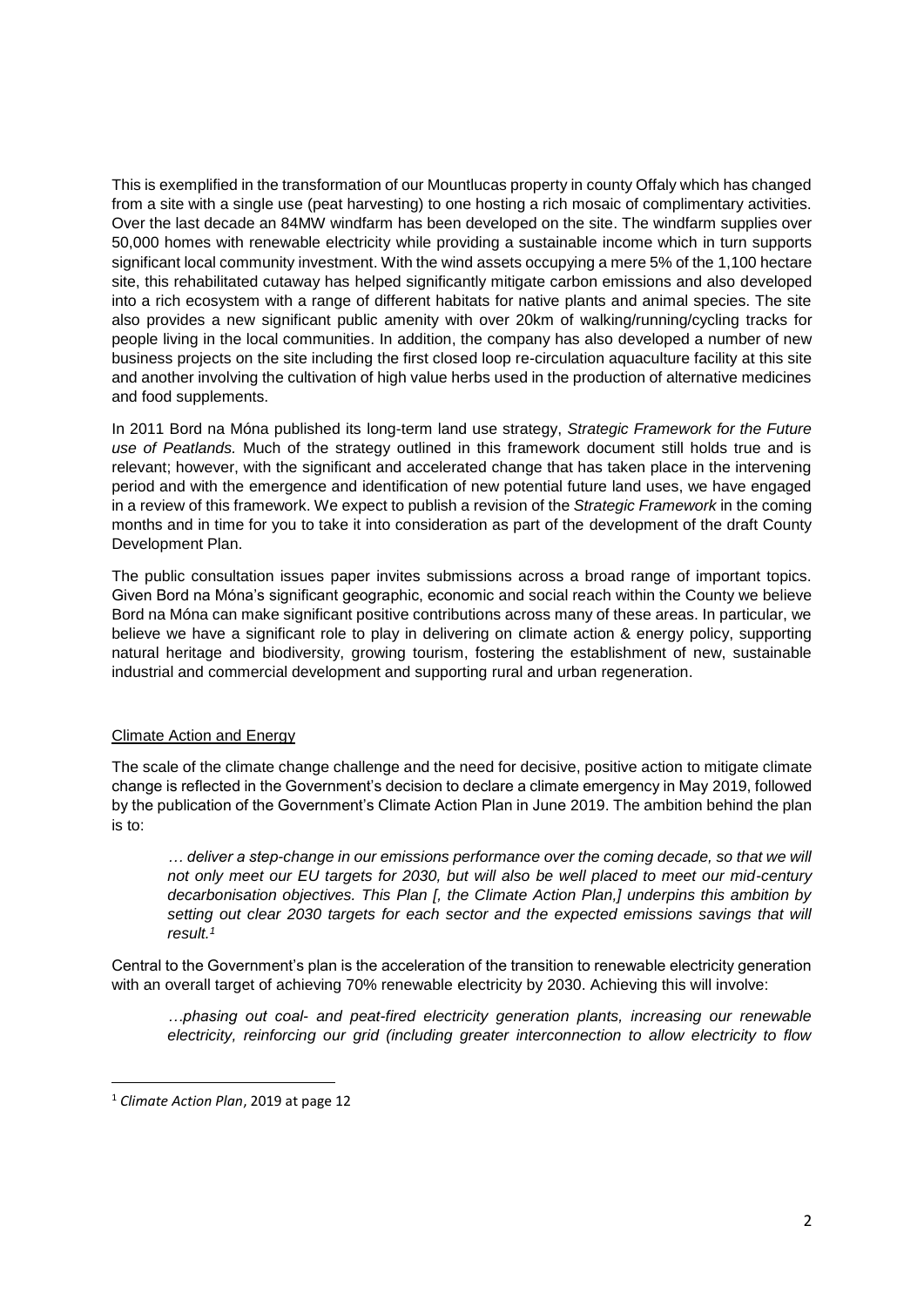This is exemplified in the transformation of our Mountlucas property in county Offaly which has changed from a site with a single use (peat harvesting) to one hosting a rich mosaic of complimentary activities. Over the last decade an 84MW windfarm has been developed on the site. The windfarm supplies over 50,000 homes with renewable electricity while providing a sustainable income which in turn supports significant local community investment. With the wind assets occupying a mere 5% of the 1,100 hectare site, this rehabilitated cutaway has helped significantly mitigate carbon emissions and also developed into a rich ecosystem with a range of different habitats for native plants and animal species. The site also provides a new significant public amenity with over 20km of walking/running/cycling tracks for people living in the local communities. In addition, the company has also developed a number of new business projects on the site including the first closed loop re-circulation aquaculture facility at this site and another involving the cultivation of high value herbs used in the production of alternative medicines and food supplements.

In 2011 Bord na Móna published its long-term land use strategy, *Strategic Framework for the Future use of Peatlands.* Much of the strategy outlined in this framework document still holds true and is relevant; however, with the significant and accelerated change that has taken place in the intervening period and with the emergence and identification of new potential future land uses, we have engaged in a review of this framework. We expect to publish a revision of the *Strategic Framework* in the coming months and in time for you to take it into consideration as part of the development of the draft County Development Plan.

The public consultation issues paper invites submissions across a broad range of important topics. Given Bord na Móna's significant geographic, economic and social reach within the County we believe Bord na Móna can make significant positive contributions across many of these areas. In particular, we believe we have a significant role to play in delivering on climate action & energy policy, supporting natural heritage and biodiversity, growing tourism, fostering the establishment of new, sustainable industrial and commercial development and supporting rural and urban regeneration.

## Climate Action and Energy

The scale of the climate change challenge and the need for decisive, positive action to mitigate climate change is reflected in the Government's decision to declare a climate emergency in May 2019, followed by the publication of the Government's Climate Action Plan in June 2019. The ambition behind the plan is to:

> *… deliver a step-change in our emissions performance over the coming decade, so that we will not only meet our EU targets for 2030, but will also be well placed to meet our mid-century decarbonisation objectives. This Plan [, the Climate Action Plan,] underpins this ambition by setting out clear 2030 targets for each sector and the expected emissions savings that will result.*[1]

Central to the Government's plan is the acceleration of the transition to renewable electricity generation with an overall target of achieving 70% renewable electricity by 2030. Achieving this will involve:

> *…phasing out coal- and peat-fired electricity generation plants, increasing our renewable electricity, reinforcing our grid (including greater interconnection to allow electricity to flow*

---

[1] *Climate Action Plan*, 2019 at page 12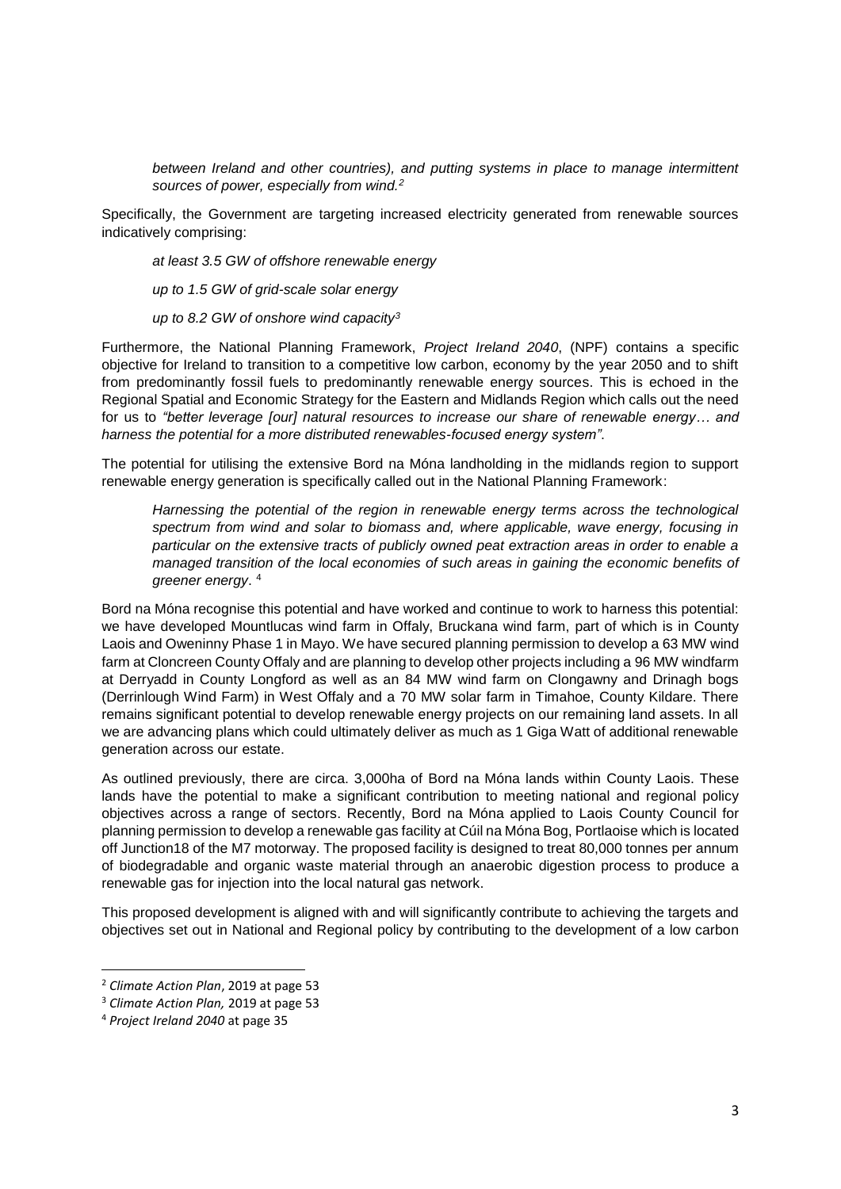> *between Ireland and other countries), and putting systems in place to manage intermittent sources of power, especially from wind.*[2]

Specifically, the Government are targeting increased electricity generated from renewable sources indicatively comprising:

> *at least 3.5 GW of offshore renewable energy*
>
> *up to 1.5 GW of grid-scale solar energy*
>
> *up to 8.2 GW of onshore wind capacity*[3]

Furthermore, the National Planning Framework, *Project Ireland 2040*, (NPF) contains a specific objective for Ireland to transition to a competitive low carbon, economy by the year 2050 and to shift from predominantly fossil fuels to predominantly renewable energy sources. This is echoed in the Regional Spatial and Economic Strategy for the Eastern and Midlands Region which calls out the need for us to *"better leverage [our] natural resources to increase our share of renewable energy… and harness the potential for a more distributed renewables-focused energy system"*.

The potential for utilising the extensive Bord na Móna landholding in the midlands region to support renewable energy generation is specifically called out in the National Planning Framework:

> *Harnessing the potential of the region in renewable energy terms across the technological spectrum from wind and solar to biomass and, where applicable, wave energy, focusing in particular on the extensive tracts of publicly owned peat extraction areas in order to enable a managed transition of the local economies of such areas in gaining the economic benefits of greener energy*. [4]

Bord na Móna recognise this potential and have worked and continue to work to harness this potential: we have developed Mountlucas wind farm in Offaly, Bruckana wind farm, part of which is in County Laois and Oweninny Phase 1 in Mayo. We have secured planning permission to develop a 63 MW wind farm at Cloncreen County Offaly and are planning to develop other projects including a 96 MW windfarm at Derryadd in County Longford as well as an 84 MW wind farm on Clongawny and Drinagh bogs (Derrinlough Wind Farm) in West Offaly and a 70 MW solar farm in Timahoe, County Kildare. There remains significant potential to develop renewable energy projects on our remaining land assets. In all we are advancing plans which could ultimately deliver as much as 1 Giga Watt of additional renewable generation across our estate.

As outlined previously, there are circa. 3,000ha of Bord na Móna lands within County Laois. These lands have the potential to make a significant contribution to meeting national and regional policy objectives across a range of sectors. Recently, Bord na Móna applied to Laois County Council for planning permission to develop a renewable gas facility at Cúil na Móna Bog, Portlaoise which is located off Junction18 of the M7 motorway. The proposed facility is designed to treat 80,000 tonnes per annum of biodegradable and organic waste material through an anaerobic digestion process to produce a renewable gas for injection into the local natural gas network.

This proposed development is aligned with and will significantly contribute to achieving the targets and objectives set out in National and Regional policy by contributing to the development of a low carbon

---

[2] *Climate Action Plan*, 2019 at page 53

[3] *Climate Action Plan,* 2019 at page 53

[4] *Project Ireland 2040* at page 35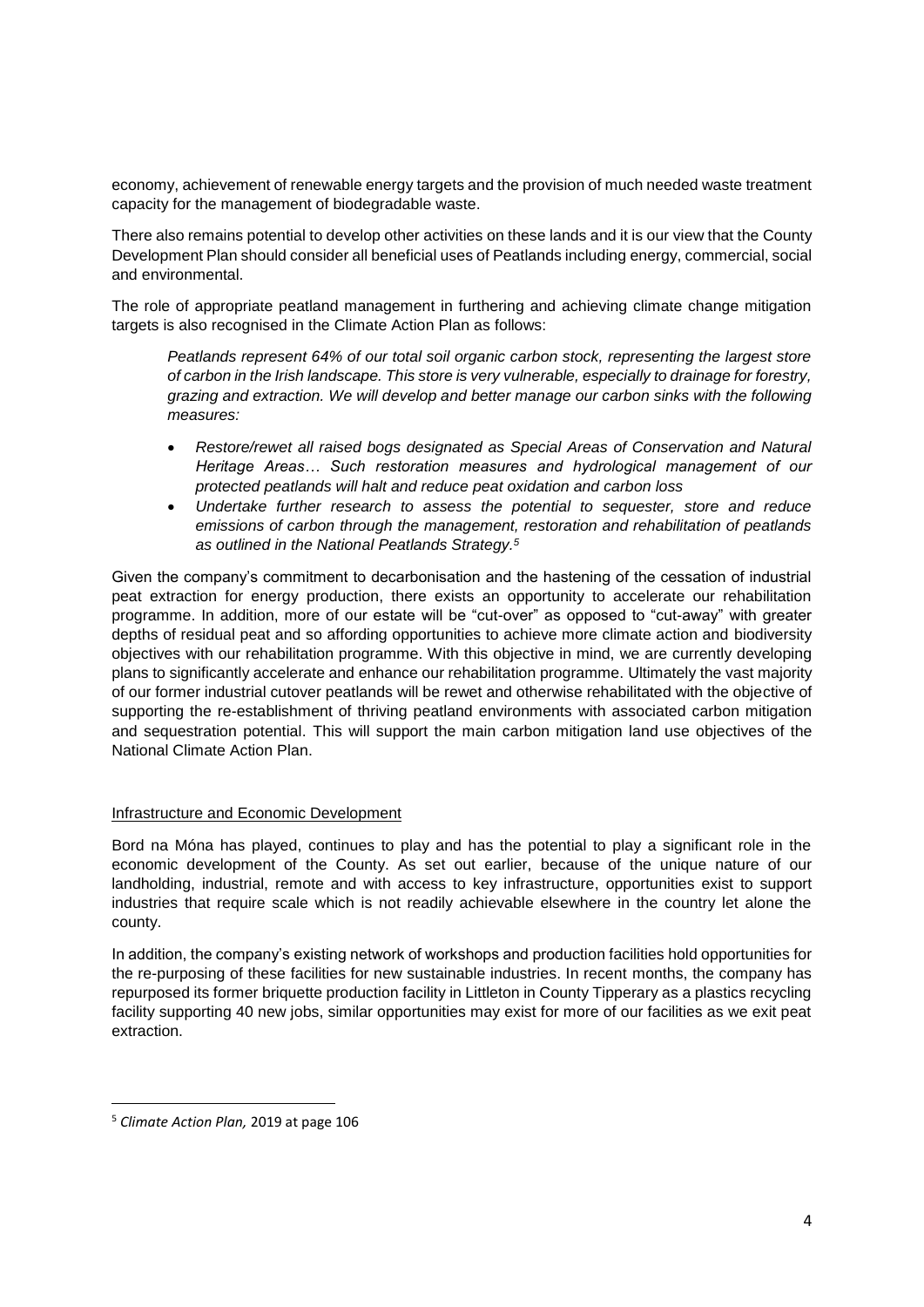economy, achievement of renewable energy targets and the provision of much needed waste treatment capacity for the management of biodegradable waste.

There also remains potential to develop other activities on these lands and it is our view that the County Development Plan should consider all beneficial uses of Peatlands including energy, commercial, social and environmental.

The role of appropriate peatland management in furthering and achieving climate change mitigation targets is also recognised in the Climate Action Plan as follows:

> *Peatlands represent 64% of our total soil organic carbon stock, representing the largest store of carbon in the Irish landscape. This store is very vulnerable, especially to drainage for forestry, grazing and extraction. We will develop and better manage our carbon sinks with the following measures:*
>
> - *Restore/rewet all raised bogs designated as Special Areas of Conservation and Natural Heritage Areas… Such restoration measures and hydrological management of our protected peatlands will halt and reduce peat oxidation and carbon loss*
> - *Undertake further research to assess the potential to sequester, store and reduce emissions of carbon through the management, restoration and rehabilitation of peatlands as outlined in the National Peatlands Strategy.*[5]

Given the company's commitment to decarbonisation and the hastening of the cessation of industrial peat extraction for energy production, there exists an opportunity to accelerate our rehabilitation programme. In addition, more of our estate will be "cut-over" as opposed to "cut-away" with greater depths of residual peat and so affording opportunities to achieve more climate action and biodiversity objectives with our rehabilitation programme. With this objective in mind, we are currently developing plans to significantly accelerate and enhance our rehabilitation programme. Ultimately the vast majority of our former industrial cutover peatlands will be rewet and otherwise rehabilitated with the objective of supporting the re-establishment of thriving peatland environments with associated carbon mitigation and sequestration potential. This will support the main carbon mitigation land use objectives of the National Climate Action Plan.

Infrastructure and Economic Development

Bord na Móna has played, continues to play and has the potential to play a significant role in the economic development of the County. As set out earlier, because of the unique nature of our landholding, industrial, remote and with access to key infrastructure, opportunities exist to support industries that require scale which is not readily achievable elsewhere in the country let alone the county.

In addition, the company's existing network of workshops and production facilities hold opportunities for the re-purposing of these facilities for new sustainable industries. In recent months, the company has repurposed its former briquette production facility in Littleton in County Tipperary as a plastics recycling facility supporting 40 new jobs, similar opportunities may exist for more of our facilities as we exit peat extraction.

---

[5] *Climate Action Plan,* 2019 at page 106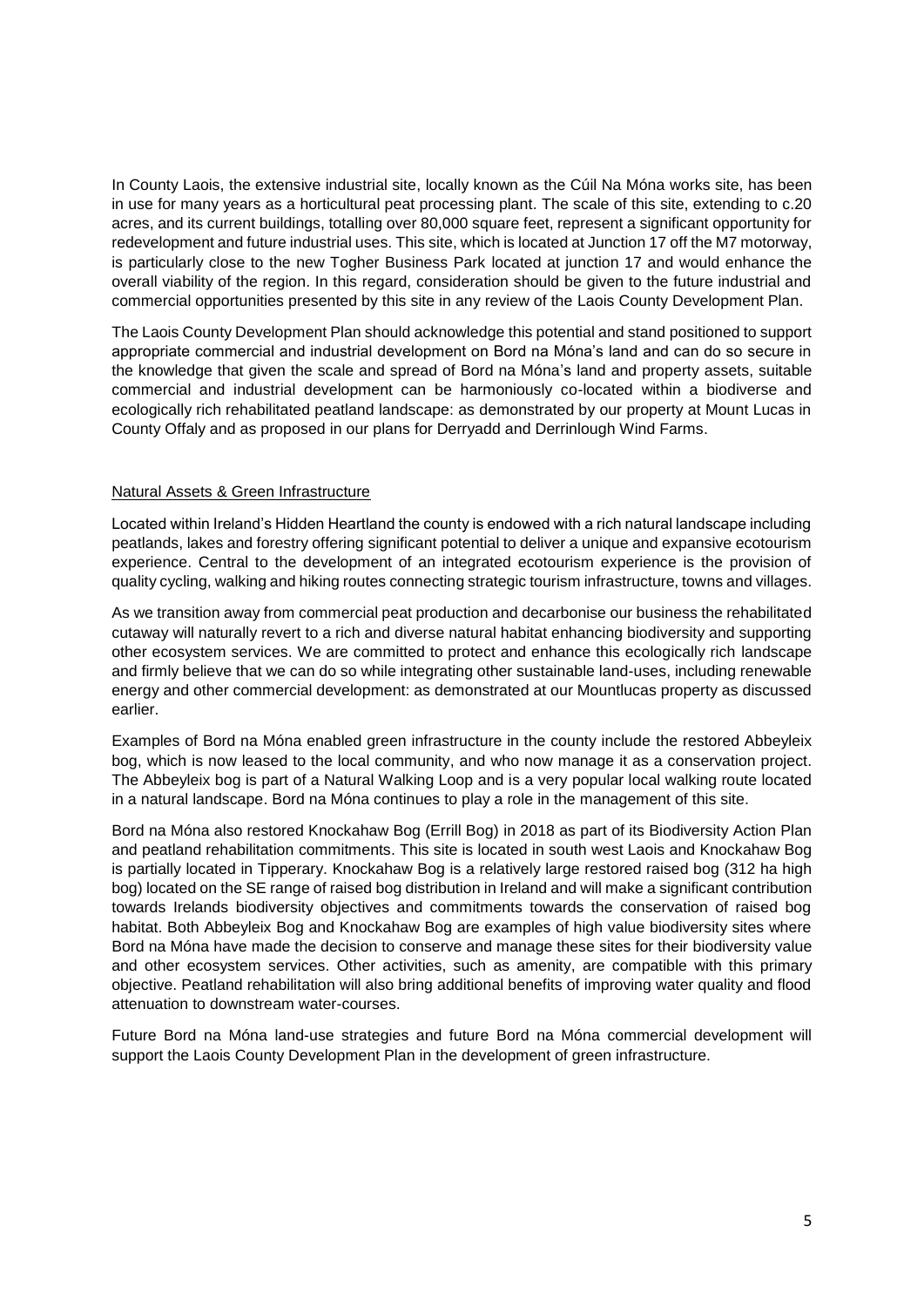In County Laois, the extensive industrial site, locally known as the Cúil Na Móna works site, has been in use for many years as a horticultural peat processing plant. The scale of this site, extending to c.20 acres, and its current buildings, totalling over 80,000 square feet, represent a significant opportunity for redevelopment and future industrial uses. This site, which is located at Junction 17 off the M7 motorway, is particularly close to the new Togher Business Park located at junction 17 and would enhance the overall viability of the region. In this regard, consideration should be given to the future industrial and commercial opportunities presented by this site in any review of the Laois County Development Plan.

The Laois County Development Plan should acknowledge this potential and stand positioned to support appropriate commercial and industrial development on Bord na Móna's land and can do so secure in the knowledge that given the scale and spread of Bord na Móna's land and property assets, suitable commercial and industrial development can be harmoniously co-located within a biodiverse and ecologically rich rehabilitated peatland landscape: as demonstrated by our property at Mount Lucas in County Offaly and as proposed in our plans for Derryadd and Derrinlough Wind Farms.

## Natural Assets & Green Infrastructure

Located within Ireland's Hidden Heartland the county is endowed with a rich natural landscape including peatlands, lakes and forestry offering significant potential to deliver a unique and expansive ecotourism experience. Central to the development of an integrated ecotourism experience is the provision of quality cycling, walking and hiking routes connecting strategic tourism infrastructure, towns and villages.

As we transition away from commercial peat production and decarbonise our business the rehabilitated cutaway will naturally revert to a rich and diverse natural habitat enhancing biodiversity and supporting other ecosystem services. We are committed to protect and enhance this ecologically rich landscape and firmly believe that we can do so while integrating other sustainable land-uses, including renewable energy and other commercial development: as demonstrated at our Mountlucas property as discussed earlier.

Examples of Bord na Móna enabled green infrastructure in the county include the restored Abbeyleix bog, which is now leased to the local community, and who now manage it as a conservation project. The Abbeyleix bog is part of a Natural Walking Loop and is a very popular local walking route located in a natural landscape. Bord na Móna continues to play a role in the management of this site.

Bord na Móna also restored Knockahaw Bog (Errill Bog) in 2018 as part of its Biodiversity Action Plan and peatland rehabilitation commitments. This site is located in south west Laois and Knockahaw Bog is partially located in Tipperary. Knockahaw Bog is a relatively large restored raised bog (312 ha high bog) located on the SE range of raised bog distribution in Ireland and will make a significant contribution towards Irelands biodiversity objectives and commitments towards the conservation of raised bog habitat. Both Abbeyleix Bog and Knockahaw Bog are examples of high value biodiversity sites where Bord na Móna have made the decision to conserve and manage these sites for their biodiversity value and other ecosystem services. Other activities, such as amenity, are compatible with this primary objective. Peatland rehabilitation will also bring additional benefits of improving water quality and flood attenuation to downstream water-courses.

Future Bord na Móna land-use strategies and future Bord na Móna commercial development will support the Laois County Development Plan in the development of green infrastructure.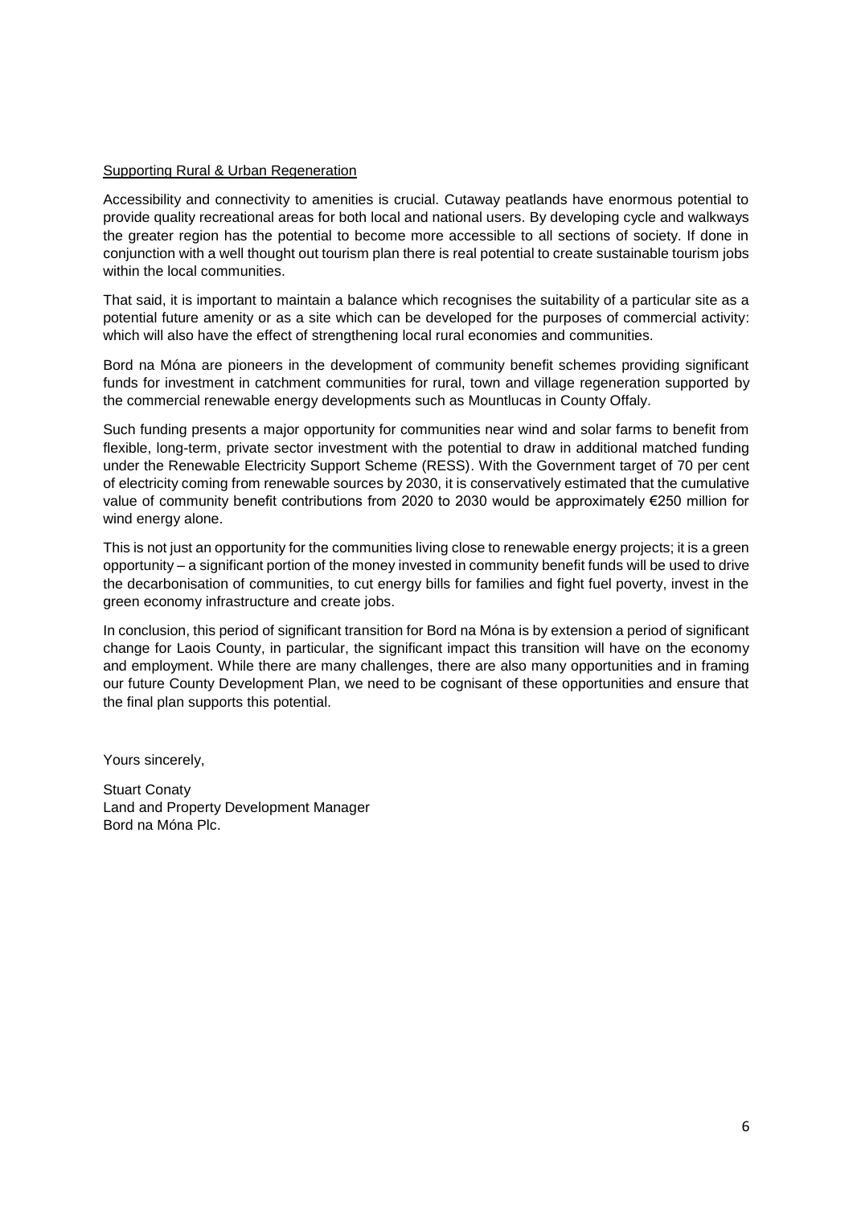Supporting Rural & Urban Regeneration

Accessibility and connectivity to amenities is crucial. Cutaway peatlands have enormous potential to provide quality recreational areas for both local and national users. By developing cycle and walkways the greater region has the potential to become more accessible to all sections of society. If done in conjunction with a well thought out tourism plan there is real potential to create sustainable tourism jobs within the local communities.

That said, it is important to maintain a balance which recognises the suitability of a particular site as a potential future amenity or as a site which can be developed for the purposes of commercial activity: which will also have the effect of strengthening local rural economies and communities.

Bord na Móna are pioneers in the development of community benefit schemes providing significant funds for investment in catchment communities for rural, town and village regeneration supported by the commercial renewable energy developments such as Mountlucas in County Offaly.

Such funding presents a major opportunity for communities near wind and solar farms to benefit from flexible, long-term, private sector investment with the potential to draw in additional matched funding under the Renewable Electricity Support Scheme (RESS). With the Government target of 70 per cent of electricity coming from renewable sources by 2030, it is conservatively estimated that the cumulative value of community benefit contributions from 2020 to 2030 would be approximately €250 million for wind energy alone.

This is not just an opportunity for the communities living close to renewable energy projects; it is a green opportunity – a significant portion of the money invested in community benefit funds will be used to drive the decarbonisation of communities, to cut energy bills for families and fight fuel poverty, invest in the green economy infrastructure and create jobs.

In conclusion, this period of significant transition for Bord na Móna is by extension a period of significant change for Laois County, in particular, the significant impact this transition will have on the economy and employment. While there are many challenges, there are also many opportunities and in framing our future County Development Plan, we need to be cognisant of these opportunities and ensure that the final plan supports this potential.

Yours sincerely,

Stuart Conaty
Land and Property Development Manager
Bord na Móna Plc.